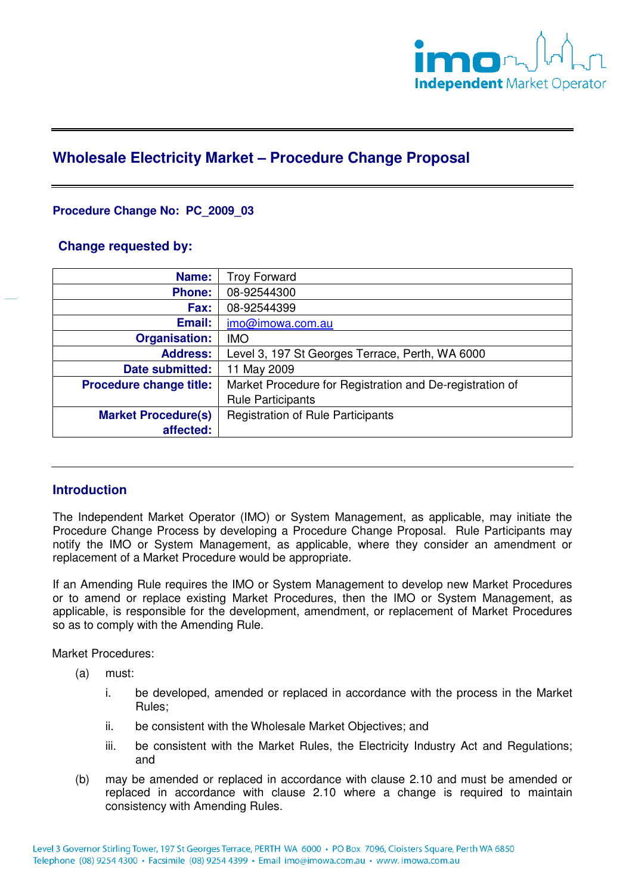# Wholesale Electricity Market – Procedure Change Proposal

**Procedure Change No: PC_2009_03**

## Change requested by:

| | |
|---|---|
| **Name:** | Troy Forward |
| **Phone:** | 08-92544300 |
| **Fax:** | 08-92544399 |
| **Email:** | imo@imowa.com.au |
| **Organisation:** | IMO |
| **Address:** | Level 3, 197 St Georges Terrace, Perth, WA 6000 |
| **Date submitted:** | 11 May 2009 |
| **Procedure change title:** | Market Procedure for Registration and De-registration of Rule Participants |
| **Market Procedure(s) affected:** | Registration of Rule Participants |

## Introduction

The Independent Market Operator (IMO) or System Management, as applicable, may initiate the Procedure Change Process by developing a Procedure Change Proposal. Rule Participants may notify the IMO or System Management, as applicable, where they consider an amendment or replacement of a Market Procedure would be appropriate.

If an Amending Rule requires the IMO or System Management to develop new Market Procedures or to amend or replace existing Market Procedures, then the IMO or System Management, as applicable, is responsible for the development, amendment, or replacement of Market Procedures so as to comply with the Amending Rule.

Market Procedures:

(a) must:

i. be developed, amended or replaced in accordance with the process in the Market Rules;

ii. be consistent with the Wholesale Market Objectives; and

iii. be consistent with the Market Rules, the Electricity Industry Act and Regulations; and

(b) may be amended or replaced in accordance with clause 2.10 and must be amended or replaced in accordance with clause 2.10 where a change is required to maintain consistency with Amending Rules.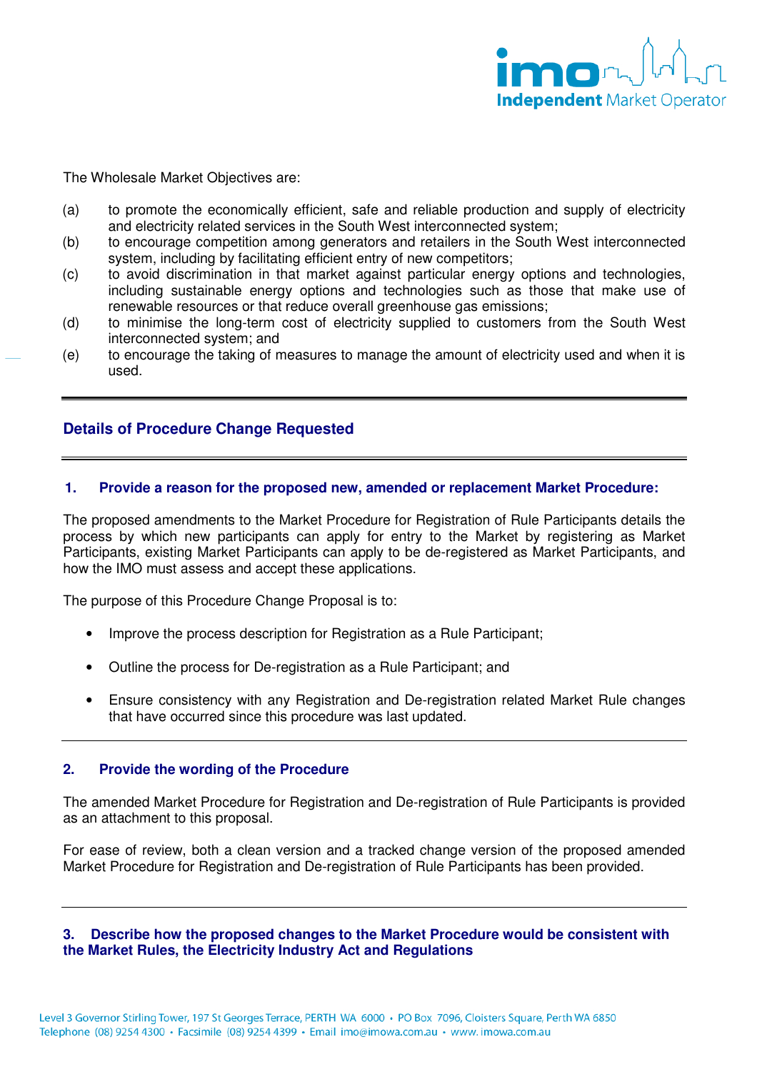The Wholesale Market Objectives are:

(a) to promote the economically efficient, safe and reliable production and supply of electricity and electricity related services in the South West interconnected system;
(b) to encourage competition among generators and retailers in the South West interconnected system, including by facilitating efficient entry of new competitors;
(c) to avoid discrimination in that market against particular energy options and technologies, including sustainable energy options and technologies such as those that make use of renewable resources or that reduce overall greenhouse gas emissions;
(d) to minimise the long-term cost of electricity supplied to customers from the South West interconnected system; and
(e) to encourage the taking of measures to manage the amount of electricity used and when it is used.

---

## Details of Procedure Change Requested

---

### 1. Provide a reason for the proposed new, amended or replacement Market Procedure:

The proposed amendments to the Market Procedure for Registration of Rule Participants details the process by which new participants can apply for entry to the Market by registering as Market Participants, existing Market Participants can apply to be de-registered as Market Participants, and how the IMO must assess and accept these applications.

The purpose of this Procedure Change Proposal is to:

- Improve the process description for Registration as a Rule Participant;
- Outline the process for De-registration as a Rule Participant; and
- Ensure consistency with any Registration and De-registration related Market Rule changes that have occurred since this procedure was last updated.

---

### 2. Provide the wording of the Procedure

The amended Market Procedure for Registration and De-registration of Rule Participants is provided as an attachment to this proposal.

For ease of review, both a clean version and a tracked change version of the proposed amended Market Procedure for Registration and De-registration of Rule Participants has been provided.

---

### 3. Describe how the proposed changes to the Market Procedure would be consistent with the Market Rules, the Electricity Industry Act and Regulations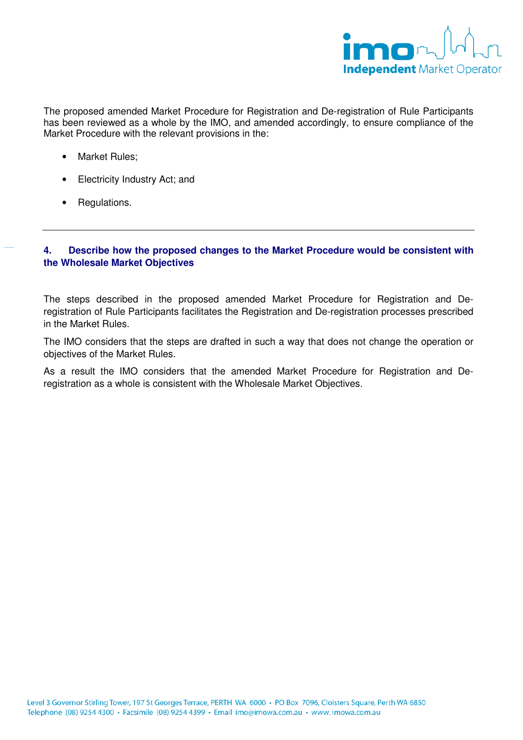The proposed amended Market Procedure for Registration and De-registration of Rule Participants has been reviewed as a whole by the IMO, and amended accordingly, to ensure compliance of the Market Procedure with the relevant provisions in the:

- Market Rules;
- Electricity Industry Act; and
- Regulations.

---

## 4. Describe how the proposed changes to the Market Procedure would be consistent with the Wholesale Market Objectives

The steps described in the proposed amended Market Procedure for Registration and De-registration of Rule Participants facilitates the Registration and De-registration processes prescribed in the Market Rules.

The IMO considers that the steps are drafted in such a way that does not change the operation or objectives of the Market Rules.

As a result the IMO considers that the amended Market Procedure for Registration and De-registration as a whole is consistent with the Wholesale Market Objectives.